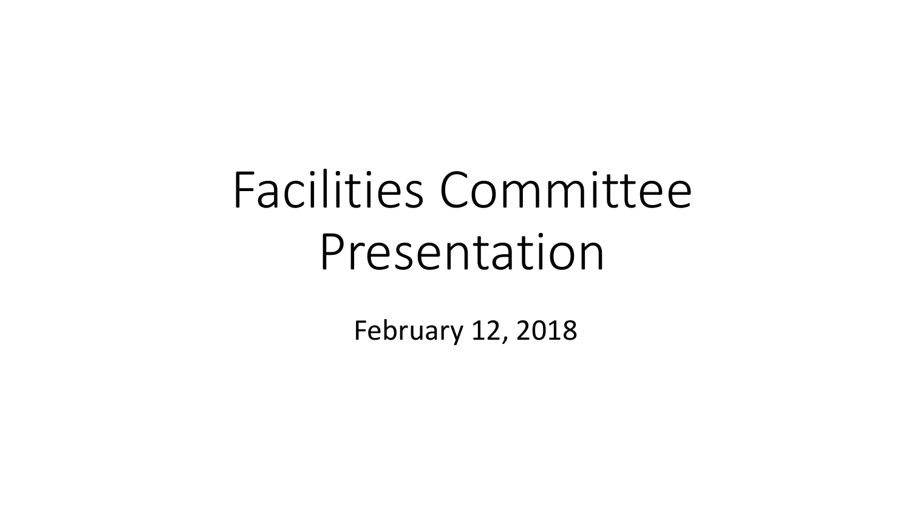# Facilities Committee Presentation

February 12, 2018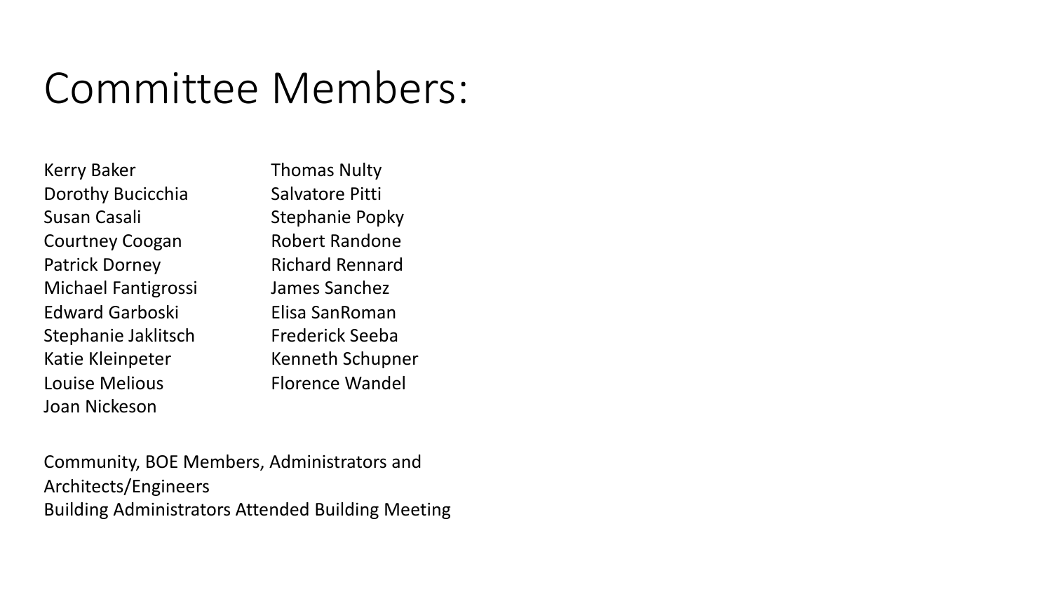# Committee Members:

Kerry Baker
Dorothy Bucicchia
Susan Casali
Courtney Coogan
Patrick Dorney
Michael Fantigrossi
Edward Garboski
Stephanie Jaklitsch
Katie Kleinpeter
Louise Melious
Joan Nickeson
Thomas Nulty
Salvatore Pitti
Stephanie Popky
Robert Randone
Richard Rennard
James Sanchez
Elisa SanRoman
Frederick Seeba
Kenneth Schupner
Florence Wandel

Community, BOE Members, Administrators and Architects/Engineers
Building Administrators Attended Building Meeting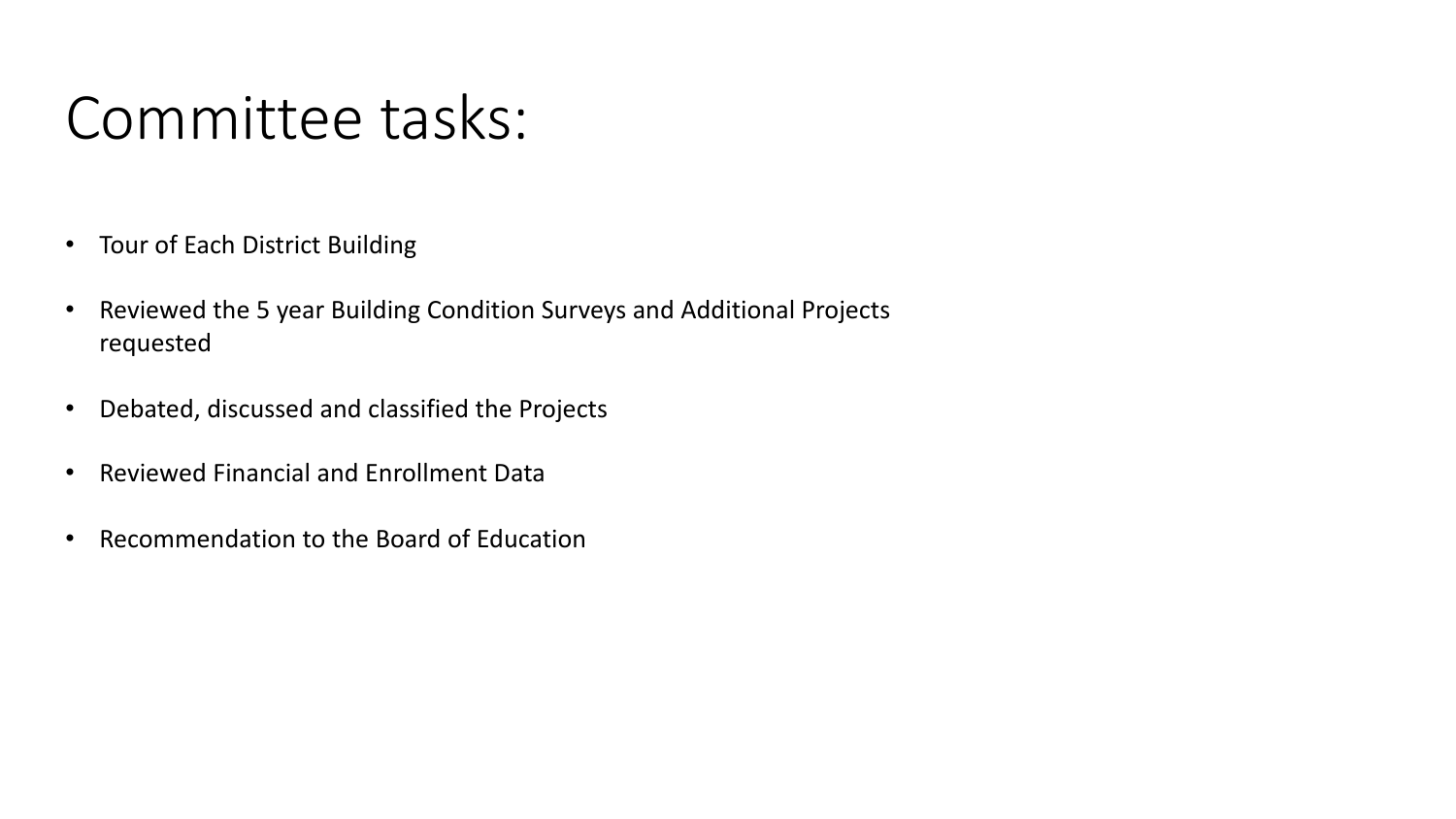# Committee tasks:

- Tour of Each District Building
- Reviewed the 5 year Building Condition Surveys and Additional Projects requested
- Debated, discussed and classified the Projects
- Reviewed Financial and Enrollment Data
- Recommendation to the Board of Education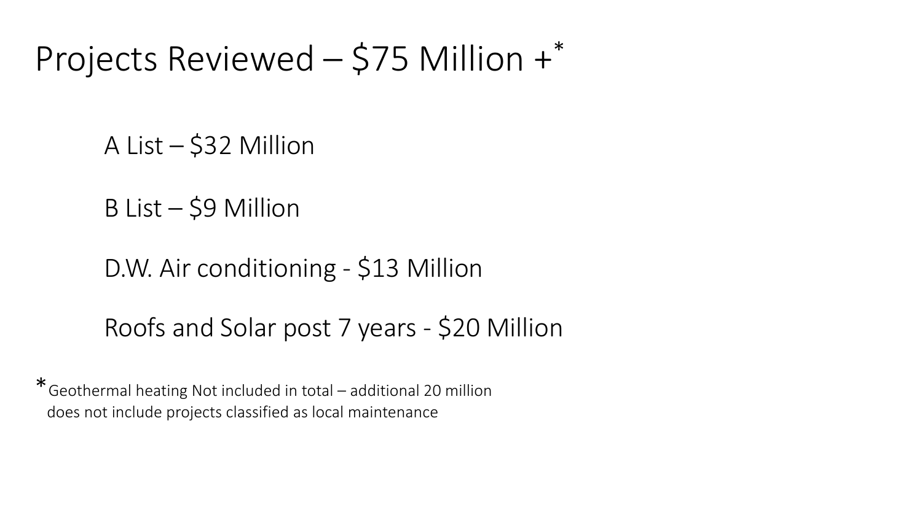# Projects Reviewed – $75 Million +*

A List – $32 Million

B List – $9 Million

D.W. Air conditioning - $13 Million

Roofs and Solar post 7 years - $20 Million

*Geothermal heating Not included in total – additional 20 million
does not include projects classified as local maintenance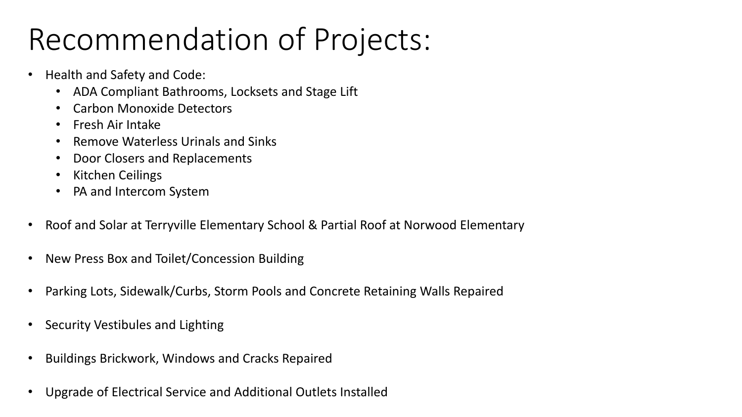# Recommendation of Projects:

- Health and Safety and Code:
  - ADA Compliant Bathrooms, Locksets and Stage Lift
  - Carbon Monoxide Detectors
  - Fresh Air Intake
  - Remove Waterless Urinals and Sinks
  - Door Closers and Replacements
  - Kitchen Ceilings
  - PA and Intercom System
- Roof and Solar at Terryville Elementary School & Partial Roof at Norwood Elementary
- New Press Box and Toilet/Concession Building
- Parking Lots, Sidewalk/Curbs, Storm Pools and Concrete Retaining Walls Repaired
- Security Vestibules and Lighting
- Buildings Brickwork, Windows and Cracks Repaired
- Upgrade of Electrical Service and Additional Outlets Installed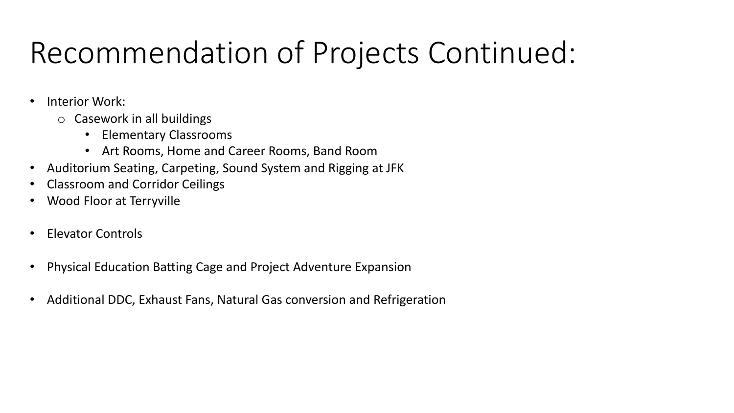# Recommendation of Projects Continued:

- Interior Work:
  - Casework in all buildings
    - Elementary Classrooms
    - Art Rooms, Home and Career Rooms, Band Room
- Auditorium Seating, Carpeting, Sound System and Rigging at JFK
- Classroom and Corridor Ceilings
- Wood Floor at Terryville

- Elevator Controls

- Physical Education Batting Cage and Project Adventure Expansion

- Additional DDC, Exhaust Fans, Natural Gas conversion and Refrigeration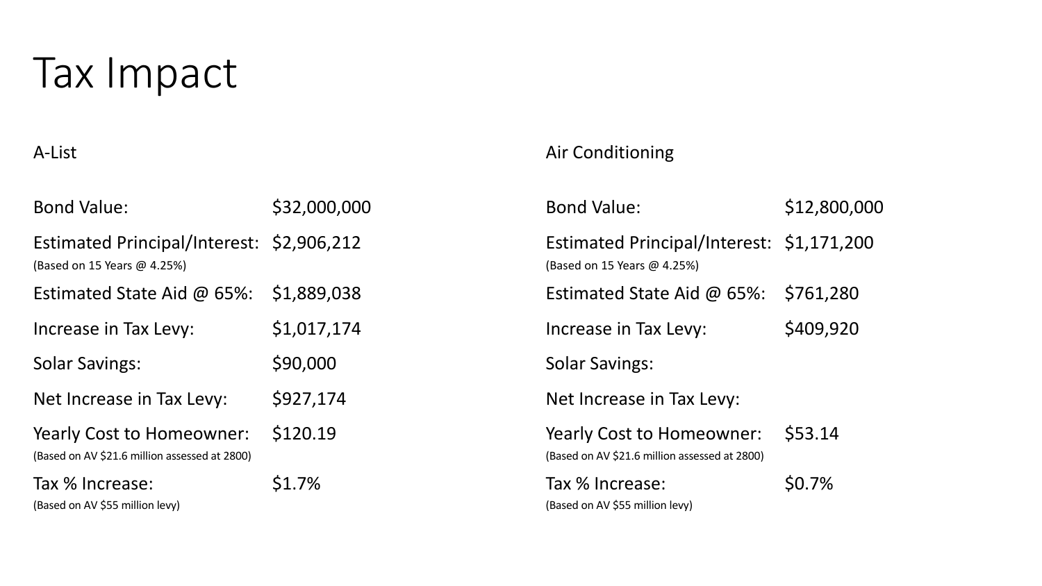# Tax Impact

## A-List

| | |
|---|---|
| Bond Value: | $32,000,000 |
| Estimated Principal/Interest: (Based on 15 Years @ 4.25%) | $2,906,212 |
| Estimated State Aid @ 65%: | $1,889,038 |
| Increase in Tax Levy: | $1,017,174 |
| Solar Savings: | $90,000 |
| Net Increase in Tax Levy: | $927,174 |
| Yearly Cost to Homeowner: (Based on AV $21.6 million assessed at 2800) | $120.19 |
| Tax % Increase: (Based on AV $55 million levy) | $1.7% |

## Air Conditioning

| | |
|---|---|
| Bond Value: | $12,800,000 |
| Estimated Principal/Interest: (Based on 15 Years @ 4.25%) | $1,171,200 |
| Estimated State Aid @ 65%: | $761,280 |
| Increase in Tax Levy: | $409,920 |
| Solar Savings: | |
| Net Increase in Tax Levy: | |
| Yearly Cost to Homeowner: (Based on AV $21.6 million assessed at 2800) | $53.14 |
| Tax % Increase: (Based on AV $55 million levy) | $0.7% |